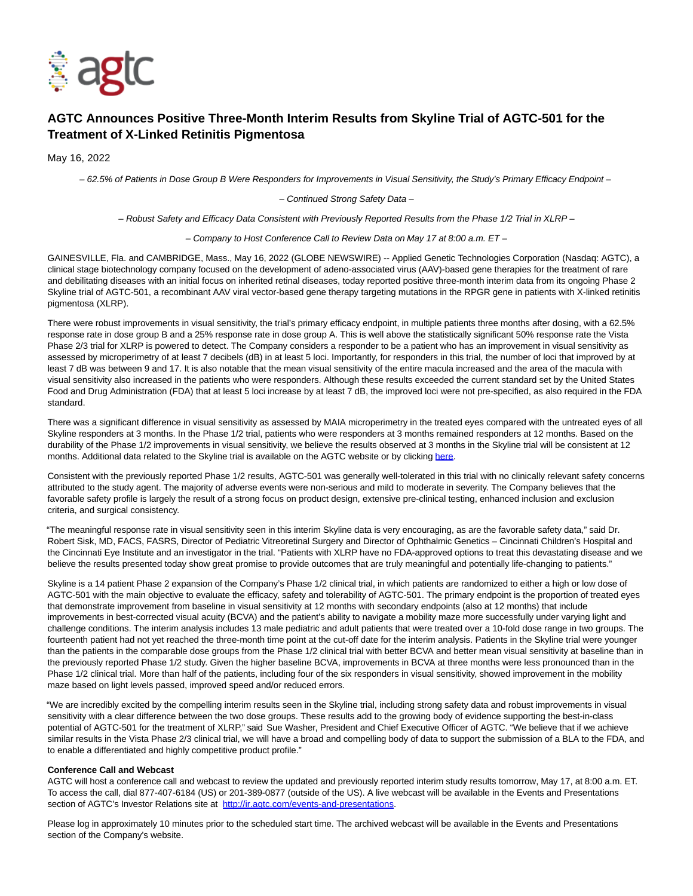# AGTC Announces Positive Three-Month Interim Results from Skyline Trial of AGTC-501 for the Treatment of X-Linked Retinitis Pigmentosa

May 16, 2022

*– 62.5% of Patients in Dose Group B Were Responders for Improvements in Visual Sensitivity, the Study's Primary Efficacy Endpoint –*

*– Continued Strong Safety Data –*

*– Robust Safety and Efficacy Data Consistent with Previously Reported Results from the Phase 1/2 Trial in XLRP –*

*– Company to Host Conference Call to Review Data on May 17 at 8:00 a.m. ET –*

GAINESVILLE, Fla. and CAMBRIDGE, Mass., May 16, 2022 (GLOBE NEWSWIRE) -- Applied Genetic Technologies Corporation (Nasdaq: AGTC), a clinical stage biotechnology company focused on the development of adeno-associated virus (AAV)-based gene therapies for the treatment of rare and debilitating diseases with an initial focus on inherited retinal diseases, today reported positive three-month interim data from its ongoing Phase 2 Skyline trial of AGTC-501, a recombinant AAV viral vector-based gene therapy targeting mutations in the RPGR gene in patients with X-linked retinitis pigmentosa (XLRP).

There were robust improvements in visual sensitivity, the trial's primary efficacy endpoint, in multiple patients three months after dosing, with a 62.5% response rate in dose group B and a 25% response rate in dose group A. This is well above the statistically significant 50% response rate the Vista Phase 2/3 trial for XLRP is powered to detect. The Company considers a responder to be a patient who has an improvement in visual sensitivity as assessed by microperimetry of at least 7 decibels (dB) in at least 5 loci. Importantly, for responders in this trial, the number of loci that improved by at least 7 dB was between 9 and 17. It is also notable that the mean visual sensitivity of the entire macula increased and the area of the macula with visual sensitivity also increased in the patients who were responders. Although these results exceeded the current standard set by the United States Food and Drug Administration (FDA) that at least 5 loci increase by at least 7 dB, the improved loci were not pre-specified, as also required in the FDA standard.

There was a significant difference in visual sensitivity as assessed by MAIA microperimetry in the treated eyes compared with the untreated eyes of all Skyline responders at 3 months. In the Phase 1/2 trial, patients who were responders at 3 months remained responders at 12 months. Based on the durability of the Phase 1/2 improvements in visual sensitivity, we believe the results observed at 3 months in the Skyline trial will be consistent at 12 months. Additional data related to the Skyline trial is available on the AGTC website or by clicking [here](#).

Consistent with the previously reported Phase 1/2 results, AGTC-501 was generally well-tolerated in this trial with no clinically relevant safety concerns attributed to the study agent. The majority of adverse events were non-serious and mild to moderate in severity. The Company believes that the favorable safety profile is largely the result of a strong focus on product design, extensive pre-clinical testing, enhanced inclusion and exclusion criteria, and surgical consistency.

"The meaningful response rate in visual sensitivity seen in this interim Skyline data is very encouraging, as are the favorable safety data," said Dr. Robert Sisk, MD, FACS, FASRS, Director of Pediatric Vitreoretinal Surgery and Director of Ophthalmic Genetics – Cincinnati Children's Hospital and the Cincinnati Eye Institute and an investigator in the trial. "Patients with XLRP have no FDA-approved options to treat this devastating disease and we believe the results presented today show great promise to provide outcomes that are truly meaningful and potentially life-changing to patients."

Skyline is a 14 patient Phase 2 expansion of the Company's Phase 1/2 clinical trial, in which patients are randomized to either a high or low dose of AGTC-501 with the main objective to evaluate the efficacy, safety and tolerability of AGTC-501. The primary endpoint is the proportion of treated eyes that demonstrate improvement from baseline in visual sensitivity at 12 months with secondary endpoints (also at 12 months) that include improvements in best-corrected visual acuity (BCVA) and the patient's ability to navigate a mobility maze more successfully under varying light and challenge conditions. The interim analysis includes 13 male pediatric and adult patients that were treated over a 10-fold dose range in two groups. The fourteenth patient had not yet reached the three-month time point at the cut-off date for the interim analysis. Patients in the Skyline trial were younger than the patients in the comparable dose groups from the Phase 1/2 clinical trial with better BCVA and better mean visual sensitivity at baseline than in the previously reported Phase 1/2 study. Given the higher baseline BCVA, improvements in BCVA at three months were less pronounced than in the Phase 1/2 clinical trial. More than half of the patients, including four of the six responders in visual sensitivity, showed improvement in the mobility maze based on light levels passed, improved speed and/or reduced errors.

"We are incredibly excited by the compelling interim results seen in the Skyline trial, including strong safety data and robust improvements in visual sensitivity with a clear difference between the two dose groups. These results add to the growing body of evidence supporting the best-in-class potential of AGTC-501 for the treatment of XLRP," said Sue Washer, President and Chief Executive Officer of AGTC. "We believe that if we achieve similar results in the Vista Phase 2/3 clinical trial, we will have a broad and compelling body of data to support the submission of a BLA to the FDA, and to enable a differentiated and highly competitive product profile."

**Conference Call and Webcast**

AGTC will host a conference call and webcast to review the updated and previously reported interim study results tomorrow, May 17, at 8:00 a.m. ET. To access the call, dial 877-407-6184 (US) or 201-389-0877 (outside of the US). A live webcast will be available in the Events and Presentations section of AGTC's Investor Relations site at [http://ir.agtc.com/events-and-presentations](http://ir.agtc.com/events-and-presentations).

Please log in approximately 10 minutes prior to the scheduled start time. The archived webcast will be available in the Events and Presentations section of the Company's website.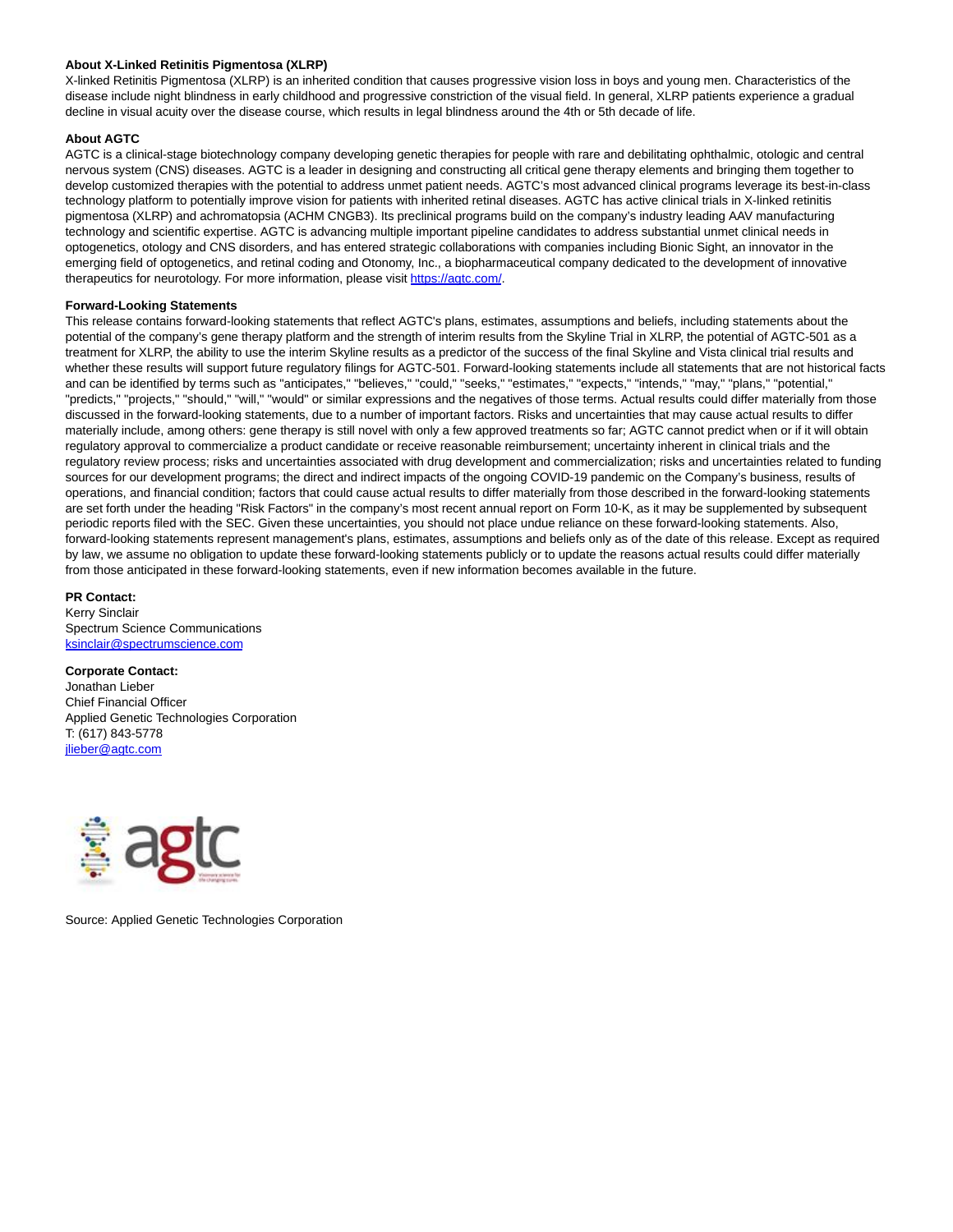**About X-Linked Retinitis Pigmentosa (XLRP)**
X-linked Retinitis Pigmentosa (XLRP) is an inherited condition that causes progressive vision loss in boys and young men. Characteristics of the disease include night blindness in early childhood and progressive constriction of the visual field. In general, XLRP patients experience a gradual decline in visual acuity over the disease course, which results in legal blindness around the 4th or 5th decade of life.

**About AGTC**
AGTC is a clinical-stage biotechnology company developing genetic therapies for people with rare and debilitating ophthalmic, otologic and central nervous system (CNS) diseases. AGTC is a leader in designing and constructing all critical gene therapy elements and bringing them together to develop customized therapies with the potential to address unmet patient needs. AGTC's most advanced clinical programs leverage its best-in-class technology platform to potentially improve vision for patients with inherited retinal diseases. AGTC has active clinical trials in X-linked retinitis pigmentosa (XLRP) and achromatopsia (ACHM CNGB3). Its preclinical programs build on the company's industry leading AAV manufacturing technology and scientific expertise. AGTC is advancing multiple important pipeline candidates to address substantial unmet clinical needs in optogenetics, otology and CNS disorders, and has entered strategic collaborations with companies including Bionic Sight, an innovator in the emerging field of optogenetics, and retinal coding and Otonomy, Inc., a biopharmaceutical company dedicated to the development of innovative therapeutics for neurotology. For more information, please visit https://agtc.com/.

**Forward-Looking Statements**
This release contains forward-looking statements that reflect AGTC's plans, estimates, assumptions and beliefs, including statements about the potential of the company's gene therapy platform and the strength of interim results from the Skyline Trial in XLRP, the potential of AGTC-501 as a treatment for XLRP, the ability to use the interim Skyline results as a predictor of the success of the final Skyline and Vista clinical trial results and whether these results will support future regulatory filings for AGTC-501. Forward-looking statements include all statements that are not historical facts and can be identified by terms such as "anticipates," "believes," "could," "seeks," "estimates," "expects," "intends," "may," "plans," "potential," "predicts," "projects," "should," "will," "would" or similar expressions and the negatives of those terms. Actual results could differ materially from those discussed in the forward-looking statements, due to a number of important factors. Risks and uncertainties that may cause actual results to differ materially include, among others: gene therapy is still novel with only a few approved treatments so far; AGTC cannot predict when or if it will obtain regulatory approval to commercialize a product candidate or receive reasonable reimbursement; uncertainty inherent in clinical trials and the regulatory review process; risks and uncertainties associated with drug development and commercialization; risks and uncertainties related to funding sources for our development programs; the direct and indirect impacts of the ongoing COVID-19 pandemic on the Company's business, results of operations, and financial condition; factors that could cause actual results to differ materially from those described in the forward-looking statements are set forth under the heading "Risk Factors" in the company's most recent annual report on Form 10-K, as it may be supplemented by subsequent periodic reports filed with the SEC. Given these uncertainties, you should not place undue reliance on these forward-looking statements. Also, forward-looking statements represent management's plans, estimates, assumptions and beliefs only as of the date of this release. Except as required by law, we assume no obligation to update these forward-looking statements publicly or to update the reasons actual results could differ materially from those anticipated in these forward-looking statements, even if new information becomes available in the future.

**PR Contact:**
Kerry Sinclair
Spectrum Science Communications
ksinclair@spectrumscience.com

**Corporate Contact:**
Jonathan Lieber
Chief Financial Officer
Applied Genetic Technologies Corporation
T: (617) 843-5778
jlieber@agtc.com

agtc

Source: Applied Genetic Technologies Corporation